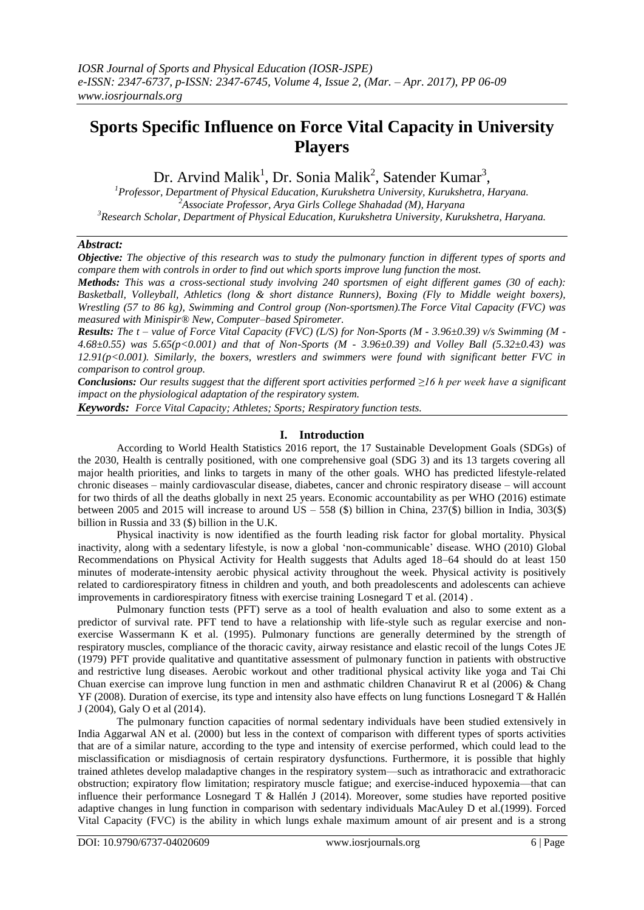# Sports Specific Influence on Force Vital Capacity in University Players

Dr. Arvind Malik[1], Dr. Sonia Malik[2], Satender Kumar[3],

[1]Professor, Department of Physical Education, Kurukshetra University, Kurukshetra, Haryana.
[2]Associate Professor, Arya Girls College Shahadad (M), Haryana
[3]Research Scholar, Department of Physical Education, Kurukshetra University, Kurukshetra, Haryana.

***Abstract:***

***Objective:*** *The objective of this research was to study the pulmonary function in different types of sports and compare them with controls in order to find out which sports improve lung function the most.*

***Methods:*** *This was a cross-sectional study involving 240 sportsmen of eight different games (30 of each): Basketball, Volleyball, Athletics (long & short distance Runners), Boxing (Fly to Middle weight boxers), Wrestling (57 to 86 kg), Swimming and Control group (Non-sportsmen).The Force Vital Capacity (FVC) was measured with Minispir® New, Computer–based Spirometer.*

***Results:*** *The t – value of Force Vital Capacity (FVC) (L/S) for Non-Sports (M - 3.96±0.39) v/s Swimming (M - 4.68±0.55) was 5.65(p<0.001) and that of Non-Sports (M - 3.96±0.39) and Volley Ball (5.32±0.43) was 12.91(p<0.001). Similarly, the boxers, wrestlers and swimmers were found with significant better FVC in comparison to control group.*

***Conclusions:*** *Our results suggest that the different sport activities performed ≥16 h per week have a significant impact on the physiological adaptation of the respiratory system.*

***Keywords:*** *Force Vital Capacity; Athletes; Sports; Respiratory function tests.*

## I. Introduction

According to World Health Statistics 2016 report, the 17 Sustainable Development Goals (SDGs) of the 2030, Health is centrally positioned, with one comprehensive goal (SDG 3) and its 13 targets covering all major health priorities, and links to targets in many of the other goals. WHO has predicted lifestyle-related chronic diseases – mainly cardiovascular disease, diabetes, cancer and chronic respiratory disease – will account for two thirds of all the deaths globally in next 25 years. Economic accountability as per WHO (2016) estimate between 2005 and 2015 will increase to around US – 558 ($) billion in China, 237($) billion in India, 303($) billion in Russia and 33 ($) billion in the U.K.

Physical inactivity is now identified as the fourth leading risk factor for global mortality. Physical inactivity, along with a sedentary lifestyle, is now a global 'non-communicable' disease. WHO (2010) Global Recommendations on Physical Activity for Health suggests that Adults aged 18–64 should do at least 150 minutes of moderate-intensity aerobic physical activity throughout the week. Physical activity is positively related to cardiorespiratory fitness in children and youth, and both preadolescents and adolescents can achieve improvements in cardiorespiratory fitness with exercise training Losnegard T et al. (2014) .

Pulmonary function tests (PFT) serve as a tool of health evaluation and also to some extent as a predictor of survival rate. PFT tend to have a relationship with life-style such as regular exercise and non-exercise Wassermann K et al. (1995). Pulmonary functions are generally determined by the strength of respiratory muscles, compliance of the thoracic cavity, airway resistance and elastic recoil of the lungs Cotes JE (1979) PFT provide qualitative and quantitative assessment of pulmonary function in patients with obstructive and restrictive lung diseases. Aerobic workout and other traditional physical activity like yoga and Tai Chi Chuan exercise can improve lung function in men and asthmatic children Chanavirut R et al (2006) & Chang YF (2008). Duration of exercise, its type and intensity also have effects on lung functions Losnegard T & Hallén J (2004), Galy O et al (2014).

The pulmonary function capacities of normal sedentary individuals have been studied extensively in India Aggarwal AN et al. (2000) but less in the context of comparison with different types of sports activities that are of a similar nature, according to the type and intensity of exercise performed, which could lead to the misclassification or misdiagnosis of certain respiratory dysfunctions. Furthermore, it is possible that highly trained athletes develop maladaptive changes in the respiratory system—such as intrathoracic and extrathoracic obstruction; expiratory flow limitation; respiratory muscle fatigue; and exercise-induced hypoxemia—that can influence their performance Losnegard T & Hallén J (2014). Moreover, some studies have reported positive adaptive changes in lung function in comparison with sedentary individuals MacAuley D et al.(1999). Forced Vital Capacity (FVC) is the ability in which lungs exhale maximum amount of air present and is a strong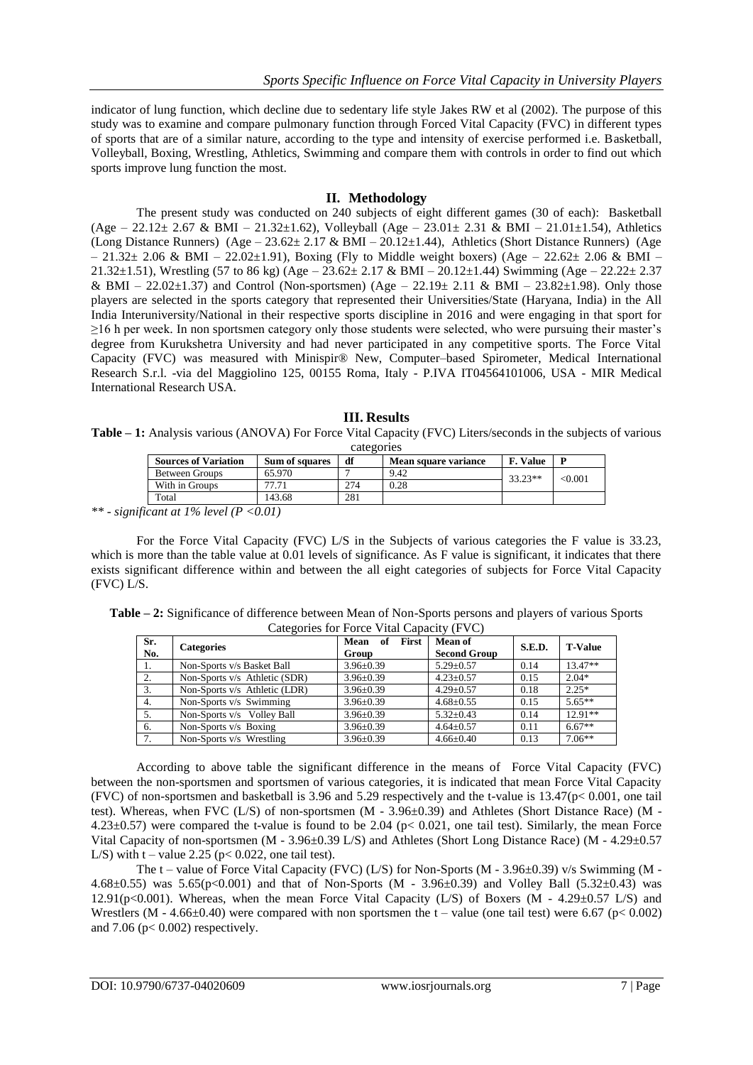indicator of lung function, which decline due to sedentary life style Jakes RW et al (2002). The purpose of this study was to examine and compare pulmonary function through Forced Vital Capacity (FVC) in different types of sports that are of a similar nature, according to the type and intensity of exercise performed i.e. Basketball, Volleyball, Boxing, Wrestling, Athletics, Swimming and compare them with controls in order to find out which sports improve lung function the most.

## II. Methodology

The present study was conducted on 240 subjects of eight different games (30 of each): Basketball (Age – 22.12± 2.67 & BMI – 21.32±1.62), Volleyball (Age – 23.01± 2.31 & BMI – 21.01±1.54), Athletics (Long Distance Runners) (Age – 23.62± 2.17 & BMI – 20.12±1.44), Athletics (Short Distance Runners) (Age – 21.32± 2.06 & BMI – 22.02±1.91), Boxing (Fly to Middle weight boxers) (Age – 22.62± 2.06 & BMI – 21.32±1.51), Wrestling (57 to 86 kg) (Age – 23.62± 2.17 & BMI – 20.12±1.44) Swimming (Age – 22.22± 2.37 & BMI – 22.02±1.37) and Control (Non-sportsmen) (Age – 22.19± 2.11 & BMI – 23.82±1.98). Only those players are selected in the sports category that represented their Universities/State (Haryana, India) in the All India Interuniversity/National in their respective sports discipline in 2016 and were engaging in that sport for ≥16 h per week. In non sportsmen category only those students were selected, who were pursuing their master's degree from Kurukshetra University and had never participated in any competitive sports. The Force Vital Capacity (FVC) was measured with Minispir® New, Computer–based Spirometer, Medical International Research S.r.l. -via del Maggiolino 125, 00155 Roma, Italy - P.IVA IT04564101006, USA - MIR Medical International Research USA.

## III. Results

**Table – 1:** Analysis various (ANOVA) For Force Vital Capacity (FVC) Liters/seconds in the subjects of various categories

| Sources of Variation | Sum of squares | df | Mean square variance | F. Value | P |
|---|---|---|---|---|---|
| Between Groups | 65.970 | 7 | 9.42 | 33.23** | <0.001 |
| With in Groups | 77.71 | 274 | 0.28 | | |
| Total | 143.68 | 281 | | | |

*** - significant at 1% level (P <0.01)*

For the Force Vital Capacity (FVC) L/S in the Subjects of various categories the F value is 33.23, which is more than the table value at 0.01 levels of significance. As F value is significant, it indicates that there exists significant difference within and between the all eight categories of subjects for Force Vital Capacity (FVC) L/S.

**Table – 2:** Significance of difference between Mean of Non-Sports persons and players of various Sports Categories for Force Vital Capacity (FVC)

| Sr. No. | Categories | Mean of First Group | Mean of Second Group | S.E.D. | T-Value |
|---|---|---|---|---|---|
| 1. | Non-Sports v/s Basket Ball | 3.96±0.39 | 5.29±0.57 | 0.14 | 13.47** |
| 2. | Non-Sports v/s Athletic (SDR) | 3.96±0.39 | 4.23±0.57 | 0.15 | 2.04* |
| 3. | Non-Sports v/s Athletic (LDR) | 3.96±0.39 | 4.29±0.57 | 0.18 | 2.25* |
| 4. | Non-Sports v/s Swimming | 3.96±0.39 | 4.68±0.55 | 0.15 | 5.65** |
| 5. | Non-Sports v/s Volley Ball | 3.96±0.39 | 5.32±0.43 | 0.14 | 12.91** |
| 6. | Non-Sports v/s Boxing | 3.96±0.39 | 4.64±0.57 | 0.11 | 6.67** |
| 7. | Non-Sports v/s Wrestling | 3.96±0.39 | 4.66±0.40 | 0.13 | 7.06** |

According to above table the significant difference in the means of Force Vital Capacity (FVC) between the non-sportsmen and sportsmen of various categories, it is indicated that mean Force Vital Capacity (FVC) of non-sportsmen and basketball is 3.96 and 5.29 respectively and the t-value is 13.47($p< 0.001$, one tail test). Whereas, when FVC (L/S) of non-sportsmen (M - 3.96±0.39) and Athletes (Short Distance Race) (M - 4.23±0.57) were compared the t-value is found to be 2.04 ($p< 0.021$, one tail test). Similarly, the mean Force Vital Capacity of non-sportsmen (M - 3.96±0.39 L/S) and Athletes (Short Long Distance Race) (M - 4.29±0.57 L/S) with t – value 2.25 ($p< 0.022$, one tail test).

The t – value of Force Vital Capacity (FVC) (L/S) for Non-Sports (M - 3.96±0.39) v/s Swimming (M - 4.68±0.55) was 5.65($p<0.001$) and that of Non-Sports (M - 3.96±0.39) and Volley Ball (5.32±0.43) was 12.91($p<0.001$). Whereas, when the mean Force Vital Capacity (L/S) of Boxers (M - 4.29±0.57 L/S) and Wrestlers (M - 4.66±0.40) were compared with non sportsmen the t – value (one tail test) were 6.67 ($p< 0.002$) and 7.06 ($p< 0.002$) respectively.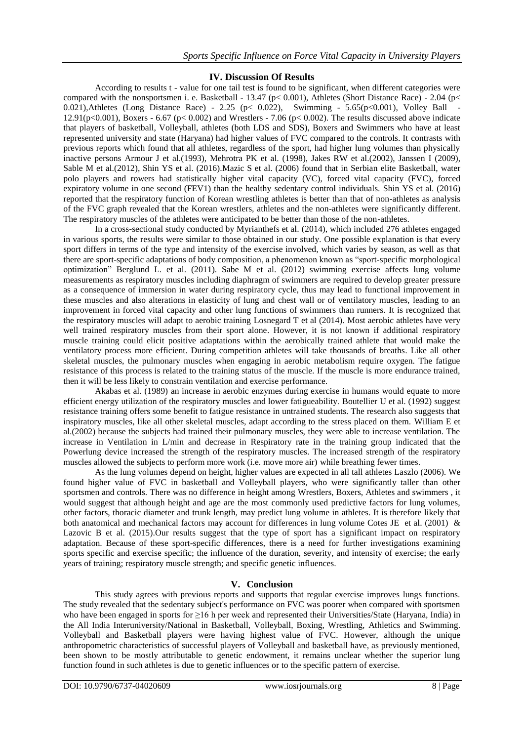## IV. Discussion Of Results

According to results t - value for one tail test is found to be significant, when different categories were compared with the nonsportsmen i. e. Basketball - 13.47 ($p < 0.001$), Athletes (Short Distance Race) - 2.04 ($p < 0.021$), Athletes (Long Distance Race) - 2.25 ($p < 0.022$), Swimming - 5.65($p<0.001$), Volley Ball - 12.91($p<0.001$), Boxers - 6.67 ($p < 0.002$) and Wrestlers - 7.06 ($p < 0.002$). The results discussed above indicate that players of basketball, Volleyball, athletes (both LDS and SDS), Boxers and Swimmers who have at least represented university and state (Haryana) had higher values of FVC compared to the controls. It contrasts with previous reports which found that all athletes, regardless of the sport, had higher lung volumes than physically inactive persons Armour J et al.(1993), Mehrotra PK et al. (1998), Jakes RW et al.(2002), Janssen I (2009), Sable M et al.(2012), Shin YS et al. (2016).Mazic S et al. (2006) found that in Serbian elite Basketball, water polo players and rowers had statistically higher vital capacity (VC), forced vital capacity (FVC), forced expiratory volume in one second (FEV1) than the healthy sedentary control individuals. Shin YS et al. (2016) reported that the respiratory function of Korean wrestling athletes is better than that of non-athletes as analysis of the FVC graph revealed that the Korean wrestlers, athletes and the non-athletes were significantly different. The respiratory muscles of the athletes were anticipated to be better than those of the non-athletes.

In a cross-sectional study conducted by Myrianthefs et al. (2014), which included 276 athletes engaged in various sports, the results were similar to those obtained in our study. One possible explanation is that every sport differs in terms of the type and intensity of the exercise involved, which varies by season, as well as that there are sport-specific adaptations of body composition, a phenomenon known as "sport-specific morphological optimization" Berglund L. et al. (2011). Sabe M et al. (2012) swimming exercise affects lung volume measurements as respiratory muscles including diaphragm of swimmers are required to develop greater pressure as a consequence of immersion in water during respiratory cycle, thus may lead to functional improvement in these muscles and also alterations in elasticity of lung and chest wall or of ventilatory muscles, leading to an improvement in forced vital capacity and other lung functions of swimmers than runners. It is recognized that the respiratory muscles will adapt to aerobic training Losnegard T et al (2014). Most aerobic athletes have very well trained respiratory muscles from their sport alone. However, it is not known if additional respiratory muscle training could elicit positive adaptations within the aerobically trained athlete that would make the ventilatory process more efficient. During competition athletes will take thousands of breaths. Like all other skeletal muscles, the pulmonary muscles when engaging in aerobic metabolism require oxygen. The fatigue resistance of this process is related to the training status of the muscle. If the muscle is more endurance trained, then it will be less likely to constrain ventilation and exercise performance.

Akabas et al. (1989) an increase in aerobic enzymes during exercise in humans would equate to more efficient energy utilization of the respiratory muscles and lower fatigueability. Boutellier U et al. (1992) suggest resistance training offers some benefit to fatigue resistance in untrained students. The research also suggests that inspiratory muscles, like all other skeletal muscles, adapt according to the stress placed on them. William E et al.(2002) because the subjects had trained their pulmonary muscles, they were able to increase ventilation. The increase in Ventilation in L/min and decrease in Respiratory rate in the training group indicated that the Powerlung device increased the strength of the respiratory muscles. The increased strength of the respiratory muscles allowed the subjects to perform more work (i.e. move more air) while breathing fewer times.

As the lung volumes depend on height, higher values are expected in all tall athletes Laszlo (2006). We found higher value of FVC in basketball and Volleyball players, who were significantly taller than other sportsmen and controls. There was no difference in height among Wrestlers, Boxers, Athletes and swimmers , it would suggest that although height and age are the most commonly used predictive factors for lung volumes, other factors, thoracic diameter and trunk length, may predict lung volume in athletes. It is therefore likely that both anatomical and mechanical factors may account for differences in lung volume Cotes JE et al. (2001) & Lazovic B et al. (2015).Our results suggest that the type of sport has a significant impact on respiratory adaptation. Because of these sport-specific differences, there is a need for further investigations examining sports specific and exercise specific; the influence of the duration, severity, and intensity of exercise; the early years of training; respiratory muscle strength; and specific genetic influences.

## V. Conclusion

This study agrees with previous reports and supports that regular exercise improves lungs functions. The study revealed that the sedentary subject's performance on FVC was poorer when compared with sportsmen who have been engaged in sports for ≥16 h per week and represented their Universities/State (Haryana, India) in the All India Interuniversity/National in Basketball, Volleyball, Boxing, Wrestling, Athletics and Swimming. Volleyball and Basketball players were having highest value of FVC. However, although the unique anthropometric characteristics of successful players of Volleyball and basketball have, as previously mentioned, been shown to be mostly attributable to genetic endowment, it remains unclear whether the superior lung function found in such athletes is due to genetic influences or to the specific pattern of exercise.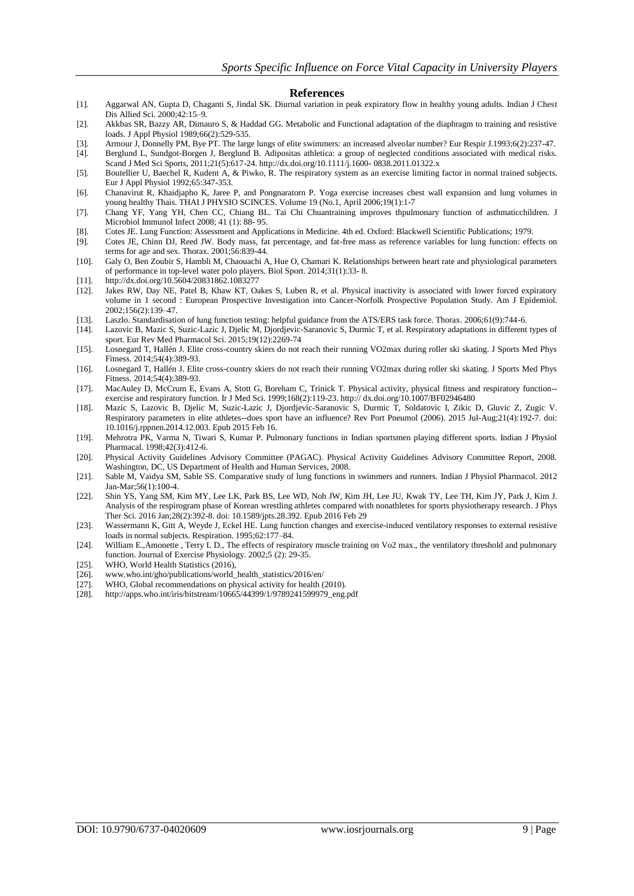## References

[1]. Aggarwal AN, Gupta D, Chaganti S, Jindal SK. Diurnal variation in peak expiratory flow in healthy young adults. Indian J Chest Dis Allied Sci. 2000;42:15–9.

[2]. Akkbas SR, Bazzy AR, Dimauro S, & Haddad GG. Metabolic and Functional adaptation of the diaphragm to training and resistive loads. J Appl Physiol 1989;66(2):529-535.

[3]. Armour J, Donnelly PM, Bye PT. The large lungs of elite swimmers: an increased alveolar number? Eur Respir J.1993;6(2):237-47.

[4]. Berglund L, Sundgot-Borgen J, Berglund B. Adipositas athletica: a group of neglected conditions associated with medical risks. Scand J Med Sci Sports, 2011;21(5):617-24. http://dx.doi.org/10.1111/j.1600- 0838.2011.01322.x

[5]. Boutellier U, Baechel R, Kudent A, & Piwko, R. The respiratory system as an exercise limiting factor in normal trained subjects. Eur J Appl Physiol 1992;65:347-353.

[6]. Chanavirut R, Khaidjapho K, Jaree P, and Pongnaratorn P. Yoga exercise increases chest wall expansion and lung volumes in young healthy Thais. THAI J PHYSIO SCINCES. Volume 19 (No.1, April 2006;19(1):1-7

[7]. Chang YF, Yang YH, Chen CC, Chiang BL. Tai Chi Chuantraining improves thpulmonary function of asthmaticchildren. J Microbiol Immunol Infect 2008; 41 (1): 88- 95.

[8]. Cotes JE. Lung Function: Assessment and Applications in Medicine. 4th ed. Oxford: Blackwell Scientific Publications; 1979.

[9]. Cotes JE, Chinn DJ, Reed JW. Body mass, fat percentage, and fat-free mass as reference variables for lung function: effects on terms for age and sex. Thorax. 2001;56:839-44.

[10]. Galy O, Ben Zoubir S, Hambli M, Chaouachi A, Hue O, Chamari K. Relationships between heart rate and physiological parameters of performance in top-level water polo players. Biol Sport. 2014;31(1):33- 8.

[11]. http://dx.doi.org/10.5604/20831862.1083277

[12]. Jakes RW, Day NE, Patel B, Khaw KT, Oakes S, Luben R, et al. Physical inactivity is associated with lower forced expiratory volume in 1 second : European Prospective Investigation into Cancer-Norfolk Prospective Population Study. Am J Epidemiol. 2002;156(2):139–47.

[13]. Laszlo. Standardisation of lung function testing: helpful guidance from the ATS/ERS task force. Thorax. 2006;61(9):744-6.

[14]. Lazovic B, Mazic S, Suzic-Lazic J, Djelic M, Djordjevic-Saranovic S, Durmic T, et al. Respiratory adaptations in different types of sport. Eur Rev Med Pharmacol Sci. 2015;19(12):2269-74

[15]. Losnegard T, Hallén J. Elite cross-country skiers do not reach their running VO2max during roller ski skating. J Sports Med Phys Fitness. 2014;54(4):389-93.

[16]. Losnegard T, Hallén J. Elite cross-country skiers do not reach their running VO2max during roller ski skating. J Sports Med Phys Fitness. 2014;54(4):389-93.

[17]. MacAuley D, McCrum E, Evans A, Stott G, Boreham C, Trinick T. Physical activity, physical fitness and respiratory function--exercise and respiratory function. Ir J Med Sci. 1999;168(2):119-23. http:// dx.doi.org/10.1007/BF02946480

[18]. Mazic S, Lazovic B, Djelic M, Suzic-Lazic J, Djordjevic-Saranovic S, Durmic T, Soldatovic I, Zikic D, Gluvic Z, Zugic V. Respiratory parameters in elite athletes--does sport have an influence? Rev Port Pneumol (2006). 2015 Jul-Aug;21(4):192-7. doi: 10.1016/j.rppnen.2014.12.003. Epub 2015 Feb 16.

[19]. Mehrotra PK, Varma N, Tiwari S, Kumar P. Pulmonary functions in Indian sportsmen playing different sports. Indian J Physiol Pharmacal. 1998;42(3):412-6.

[20]. Physical Activity Guidelines Advisory Committee (PAGAC). Physical Activity Guidelines Advisory Committee Report, 2008. Washington, DC, US Department of Health and Human Services, 2008.

[21]. Sable M, Vaidya SM, Sable SS. Comparative study of lung functions in swimmers and runners. Indian J Physiol Pharmacol. 2012 Jan-Mar;56(1):100-4.

[22]. Shin YS, Yang SM, Kim MY, Lee LK, Park BS, Lee WD, Noh JW, Kim JH, Lee JU, Kwak TY, Lee TH, Kim JY, Park J, Kim J. Analysis of the respirogram phase of Korean wrestling athletes compared with nonathletes for sports physiotherapy research. J Phys Ther Sci. 2016 Jan;28(2):392-8. doi: 10.1589/jpts.28.392. Epub 2016 Feb 29

[23]. Wassermann K, Gitt A, Weyde J, Eckel HE. Lung function changes and exercise-induced ventilatory responses to external resistive loads in normal subjects. Respiration. 1995;62:177–84.

[24]. William E.,Amonette , Terry L D., The effects of respiratory muscle training on Vo2 max., the ventilatory threshold and pulmonary function. Journal of Exercise Physiology. 2002;5 (2): 29-35.

[25]. WHO, World Health Statistics (2016),

[26]. www.who.int/gho/publications/world_health_statistics/2016/en/

[27]. WHO, Global recommendations on physical activity for health (2010).

[28]. http://apps.who.int/iris/bitstream/10665/44399/1/9789241599979_eng.pdf